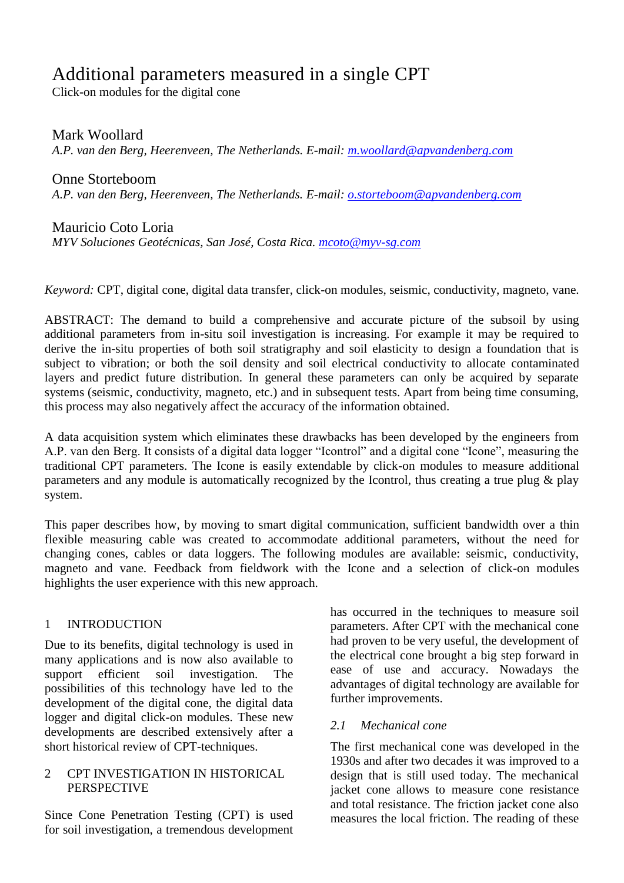# Additional parameters measured in a single CPT

Click-on modules for the digital cone

Mark Woollard

*A.P. van den Berg, Heerenveen, The Netherlands. E-mail: m.woollard@apvandenberg.com*

Onne Storteboom

*A.P. van den Berg, Heerenveen, The Netherlands. E-mail: o.storteboom@apvandenberg.com*

Mauricio Coto Loria

*MYV Soluciones Geotécnicas, San José, Costa Rica. mcoto@myv-sg.com*

*Keyword:* CPT, digital cone, digital data transfer, click-on modules, seismic, conductivity, magneto, vane.

ABSTRACT: The demand to build a comprehensive and accurate picture of the subsoil by using additional parameters from in-situ soil investigation is increasing. For example it may be required to derive the in-situ properties of both soil stratigraphy and soil elasticity to design a foundation that is subject to vibration; or both the soil density and soil electrical conductivity to allocate contaminated layers and predict future distribution. In general these parameters can only be acquired by separate systems (seismic, conductivity, magneto, etc.) and in subsequent tests. Apart from being time consuming, this process may also negatively affect the accuracy of the information obtained.

A data acquisition system which eliminates these drawbacks has been developed by the engineers from A.P. van den Berg. It consists of a digital data logger "Icontrol" and a digital cone "Icone", measuring the traditional CPT parameters. The Icone is easily extendable by click-on modules to measure additional parameters and any module is automatically recognized by the Icontrol, thus creating a true plug & play system.

This paper describes how, by moving to smart digital communication, sufficient bandwidth over a thin flexible measuring cable was created to accommodate additional parameters, without the need for changing cones, cables or data loggers. The following modules are available: seismic, conductivity, magneto and vane. Feedback from fieldwork with the Icone and a selection of click-on modules highlights the user experience with this new approach.

## 1 INTRODUCTION

Due to its benefits, digital technology is used in many applications and is now also available to support efficient soil investigation. The possibilities of this technology have led to the development of the digital cone, the digital data logger and digital click-on modules. These new developments are described extensively after a short historical review of CPT-techniques.

## 2 CPT INVESTIGATION IN HISTORICAL PERSPECTIVE

Since Cone Penetration Testing (CPT) is used for soil investigation, a tremendous development has occurred in the techniques to measure soil parameters. After CPT with the mechanical cone had proven to be very useful, the development of the electrical cone brought a big step forward in ease of use and accuracy. Nowadays the advantages of digital technology are available for further improvements.

### *2.1 Mechanical cone*

The first mechanical cone was developed in the 1930s and after two decades it was improved to a design that is still used today. The mechanical jacket cone allows to measure cone resistance and total resistance. The friction jacket cone also measures the local friction. The reading of these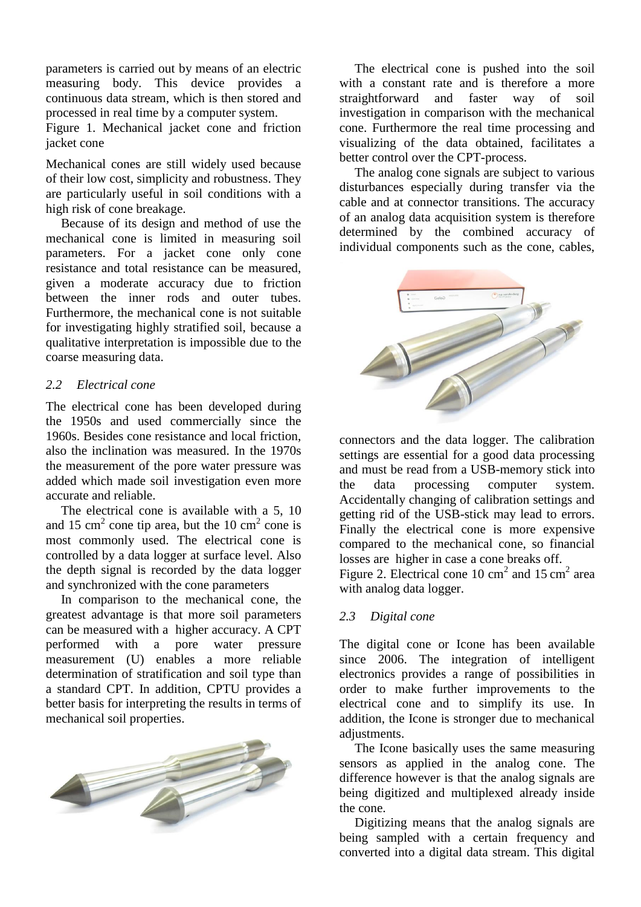parameters is carried out by means of an electric measuring body. This device provides a continuous data stream, which is then stored and processed in real time by a computer system.

Figure 1. Mechanical jacket cone and friction jacket cone

Mechanical cones are still widely used because of their low cost, simplicity and robustness. They are particularly useful in soil conditions with a high risk of cone breakage.

Because of its design and method of use the mechanical cone is limited in measuring soil parameters. For a jacket cone only cone resistance and total resistance can be measured, given a moderate accuracy due to friction between the inner rods and outer tubes. Furthermore, the mechanical cone is not suitable for investigating highly stratified soil, because a qualitative interpretation is impossible due to the coarse measuring data.

### *2.2 Electrical cone*

The electrical cone has been developed during the 1950s and used commercially since the 1960s. Besides cone resistance and local friction, also the inclination was measured. In the 1970s the measurement of the pore water pressure was added which made soil investigation even more accurate and reliable.

The electrical cone is available with a 5, 10 and 15 $cm^2$ cone tip area, but the 10 $cm^2$ cone is most commonly used. The electrical cone is controlled by a data logger at surface level. Also the depth signal is recorded by the data logger and synchronized with the cone parameters

In comparison to the mechanical cone, the greatest advantage is that more soil parameters can be measured with a higher accuracy. A CPT performed with a pore water pressure measurement (U) enables a more reliable determination of stratification and soil type than a standard CPT. In addition, CPTU provides a better basis for interpreting the results in terms of mechanical soil properties.

The electrical cone is pushed into the soil with a constant rate and is therefore a more straightforward and faster way of soil investigation in comparison with the mechanical cone. Furthermore the real time processing and visualizing of the data obtained, facilitates a better control over the CPT-process.

The analog cone signals are subject to various disturbances especially during transfer via the cable and at connector transitions. The accuracy of an analog data acquisition system is therefore determined by the combined accuracy of individual components such as the cone, cables, connectors and the data logger. The calibration settings are essential for a good data processing and must be read from a USB-memory stick into the data processing computer system. Accidentally changing of calibration settings and getting rid of the USB-stick may lead to errors. Finally the electrical cone is more expensive compared to the mechanical cone, so financial losses are higher in case a cone breaks off.

Figure 2. Electrical cone 10 $cm^2$ and 15 $cm^2$ area with analog data logger.

### *2.3 Digital cone*

The digital cone or Icone has been available since 2006. The integration of intelligent electronics provides a range of possibilities in order to make further improvements to the electrical cone and to simplify its use. In addition, the Icone is stronger due to mechanical adjustments.

The Icone basically uses the same measuring sensors as applied in the analog cone. The difference however is that the analog signals are being digitized and multiplexed already inside the cone.

Digitizing means that the analog signals are being sampled with a certain frequency and converted into a digital data stream. This digital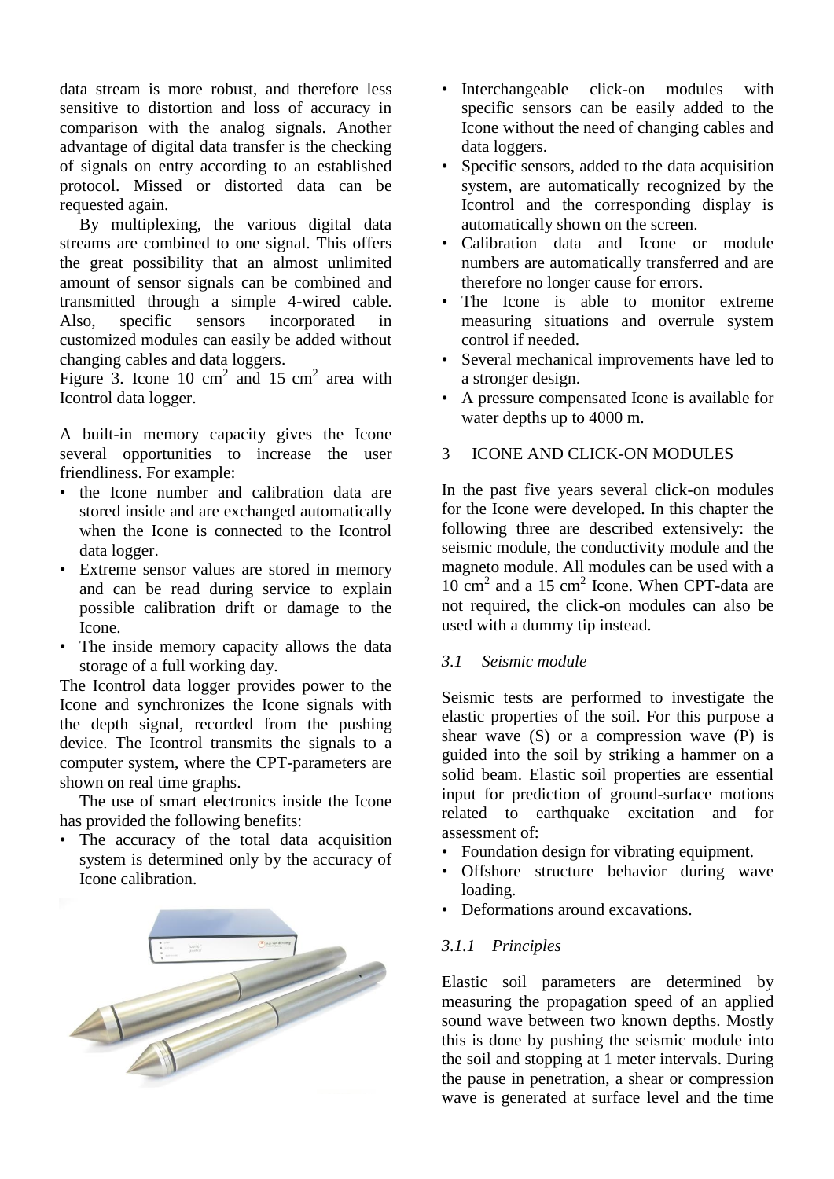data stream is more robust, and therefore less sensitive to distortion and loss of accuracy in comparison with the analog signals. Another advantage of digital data transfer is the checking of signals on entry according to an established protocol. Missed or distorted data can be requested again.

By multiplexing, the various digital data streams are combined to one signal. This offers the great possibility that an almost unlimited amount of sensor signals can be combined and transmitted through a simple 4-wired cable. Also, specific sensors incorporated in customized modules can easily be added without changing cables and data loggers.

Figure 3. Icone 10 cm$^2$ and 15 cm$^2$ area with Icontrol data logger.

A built-in memory capacity gives the Icone several opportunities to increase the user friendliness. For example:

- the Icone number and calibration data are stored inside and are exchanged automatically when the Icone is connected to the Icontrol data logger.
- Extreme sensor values are stored in memory and can be read during service to explain possible calibration drift or damage to the Icone.
- The inside memory capacity allows the data storage of a full working day.

The Icontrol data logger provides power to the Icone and synchronizes the Icone signals with the depth signal, recorded from the pushing device. The Icontrol transmits the signals to a computer system, where the CPT-parameters are shown on real time graphs.

The use of smart electronics inside the Icone has provided the following benefits:

- The accuracy of the total data acquisition system is determined only by the accuracy of Icone calibration.
- Interchangeable click-on modules with specific sensors can be easily added to the Icone without the need of changing cables and data loggers.
- Specific sensors, added to the data acquisition system, are automatically recognized by the Icontrol and the corresponding display is automatically shown on the screen.
- Calibration data and Icone or module numbers are automatically transferred and are therefore no longer cause for errors.
- The Icone is able to monitor extreme measuring situations and overrule system control if needed.
- Several mechanical improvements have led to a stronger design.
- A pressure compensated Icone is available for water depths up to 4000 m.

## 3 ICONE AND CLICK-ON MODULES

In the past five years several click-on modules for the Icone were developed. In this chapter the following three are described extensively: the seismic module, the conductivity module and the magneto module. All modules can be used with a 10 cm$^2$ and a 15 cm$^2$ Icone. When CPT-data are not required, the click-on modules can also be used with a dummy tip instead.

### *3.1 Seismic module*

Seismic tests are performed to investigate the elastic properties of the soil. For this purpose a shear wave (S) or a compression wave (P) is guided into the soil by striking a hammer on a solid beam. Elastic soil properties are essential input for prediction of ground-surface motions related to earthquake excitation and for assessment of:

- Foundation design for vibrating equipment.
- Offshore structure behavior during wave loading.
- Deformations around excavations.

#### *3.1.1 Principles*

Elastic soil parameters are determined by measuring the propagation speed of an applied sound wave between two known depths. Mostly this is done by pushing the seismic module into the soil and stopping at 1 meter intervals. During the pause in penetration, a shear or compression wave is generated at surface level and the time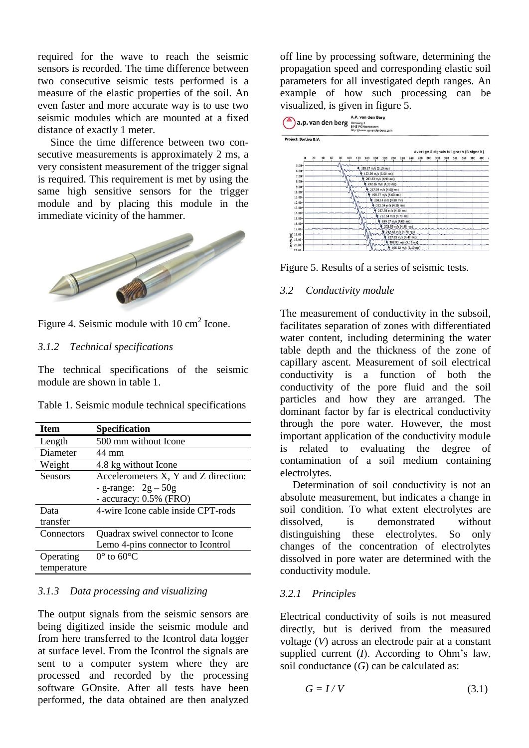required for the wave to reach the seismic sensors is recorded. The time difference between two consecutive seismic tests performed is a measure of the elastic properties of the soil. An even faster and more accurate way is to use two seismic modules which are mounted at a fixed distance of exactly 1 meter.

Since the time difference between two consecutive measurements is approximately 2 ms, a very consistent measurement of the trigger signal is required. This requirement is met by using the same high sensitive sensors for the trigger module and by placing this module in the immediate vicinity of the hammer.

Figure 4. Seismic module with 10 cm[2] Icone.

### 3.1.2 *Technical specifications*

The technical specifications of the seismic module are shown in table 1.

Table 1. Seismic module technical specifications

| Item | Specification |
|---|---|
| Length | 500 mm without Icone |
| Diameter | 44 mm |
| Weight | 4.8 kg without Icone |
| Sensors | Accelerometers X, Y and Z direction:<br>- g-range: 2g – 50g<br>- accuracy: 0.5% (FRO) |
| Data transfer | 4-wire Icone cable inside CPT-rods |
| Connectors | Quadrax swivel connector to Icone<br>Lemo 4-pins connector to Icontrol |
| Operating temperature | 0° to 60°C |

### 3.1.3 *Data processing and visualizing*

The output signals from the seismic sensors are being digitized inside the seismic module and from here transferred to the Icontrol data logger at surface level. From the Icontrol the signals are sent to a computer system where they are processed and recorded by the processing software GOnsite. After all tests have been performed, the data obtained are then analyzed off line by processing software, determining the propagation speed and corresponding elastic soil parameters for all investigated depth ranges. An example of how such processing can be visualized, is given in figure 5.

Figure 5. Results of a series of seismic tests.

### 3.2 *Conductivity module*

The measurement of conductivity in the subsoil, facilitates separation of zones with differentiated water content, including determining the water table depth and the thickness of the zone of capillary ascent. Measurement of soil electrical conductivity is a function of both the conductivity of the pore fluid and the soil particles and how they are arranged. The dominant factor by far is electrical conductivity through the pore water. However, the most important application of the conductivity module is related to evaluating the degree of contamination of a soil medium containing electrolytes.

Determination of soil conductivity is not an absolute measurement, but indicates a change in soil condition. To what extent electrolytes are dissolved, is demonstrated without distinguishing these electrolytes. So only changes of the concentration of electrolytes dissolved in pore water are determined with the conductivity module.

### 3.2.1 *Principles*

Electrical conductivity of soils is not measured directly, but is derived from the measured voltage ($V$) across an electrode pair at a constant supplied current ($I$). According to Ohm's law, soil conductance ($G$) can be calculated as:

$$G = I / V \tag{3.1}$$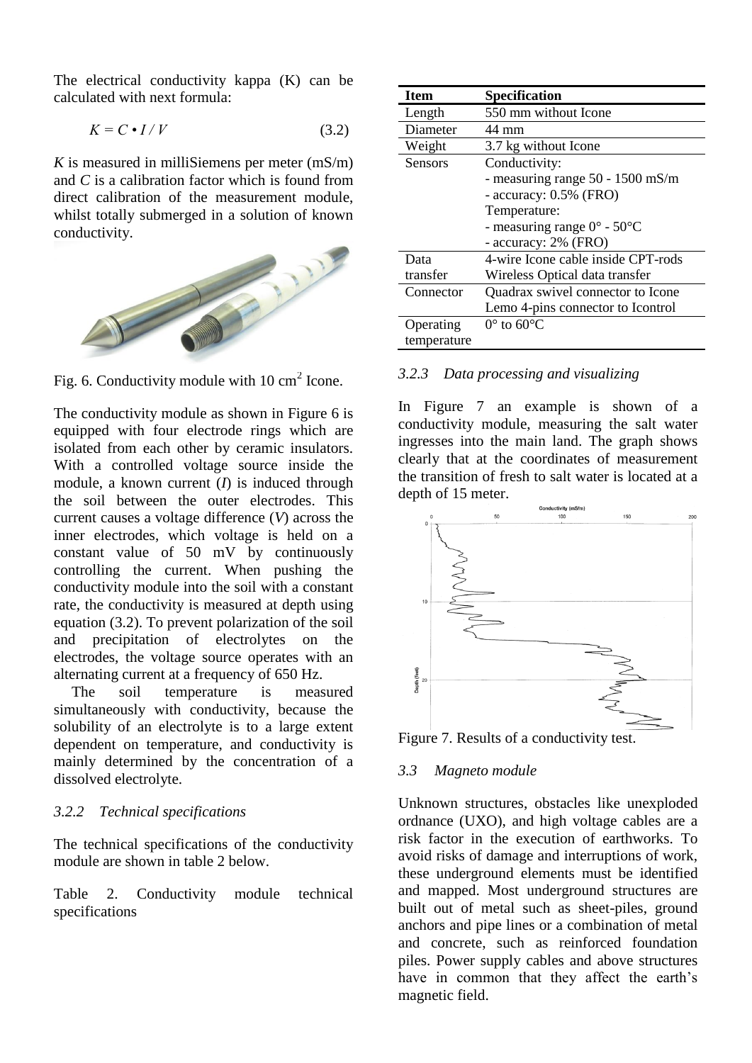The electrical conductivity kappa (K) can be calculated with next formula:

$$K = C \cdot I / V \qquad (3.2)$$

$K$ is measured in milliSiemens per meter (mS/m) and $C$ is a calibration factor which is found from direct calibration of the measurement module, whilst totally submerged in a solution of known conductivity.

Fig. 6. Conductivity module with 10 cm$^2$ Icone.

The conductivity module as shown in Figure 6 is equipped with four electrode rings which are isolated from each other by ceramic insulators. With a controlled voltage source inside the module, a known current ($I$) is induced through the soil between the outer electrodes. This current causes a voltage difference ($V$) across the inner electrodes, which voltage is held on a constant value of 50 mV by continuously controlling the current. When pushing the conductivity module into the soil with a constant rate, the conductivity is measured at depth using equation (3.2). To prevent polarization of the soil and precipitation of electrolytes on the electrodes, the voltage source operates with an alternating current at a frequency of 650 Hz.

The soil temperature is measured simultaneously with conductivity, because the solubility of an electrolyte is to a large extent dependent on temperature, and conductivity is mainly determined by the concentration of a dissolved electrolyte.

### *3.2.2 Technical specifications*

The technical specifications of the conductivity module are shown in table 2 below.

Table 2. Conductivity module technical specifications

| Item | Specification |
|---|---|
| Length | 550 mm without Icone |
| Diameter | 44 mm |
| Weight | 3.7 kg without Icone |
| Sensors | Conductivity:<br>- measuring range 50 - 1500 mS/m<br>- accuracy: 0.5% (FRO)<br>Temperature:<br>- measuring range 0° - 50°C<br>- accuracy: 2% (FRO) |
| Data transfer | 4-wire Icone cable inside CPT-rods<br>Wireless Optical data transfer |
| Connector | Quadrax swivel connector to Icone<br>Lemo 4-pins connector to Icontrol |
| Operating temperature | 0° to 60°C |

### *3.2.3 Data processing and visualizing*

In Figure 7 an example is shown of a conductivity module, measuring the salt water ingresses into the main land. The graph shows clearly that at the coordinates of measurement the transition of fresh to salt water is located at a depth of 15 meter.

Figure 7. Results of a conductivity test.

### *3.3 Magneto module*

Unknown structures, obstacles like unexploded ordnance (UXO), and high voltage cables are a risk factor in the execution of earthworks. To avoid risks of damage and interruptions of work, these underground elements must be identified and mapped. Most underground structures are built out of metal such as sheet-piles, ground anchors and pipe lines or a combination of metal and concrete, such as reinforced foundation piles. Power supply cables and above structures have in common that they affect the earth's magnetic field.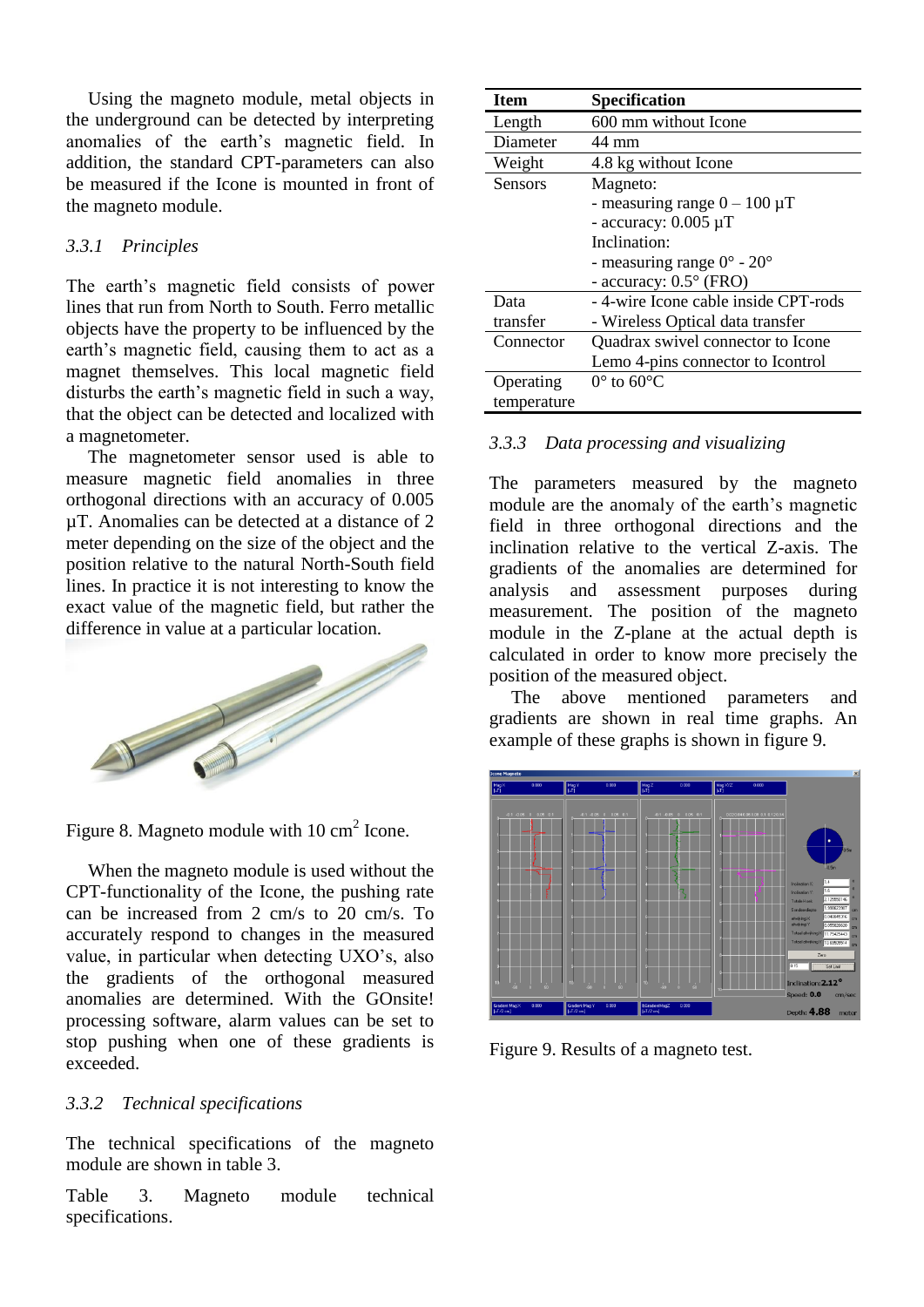Using the magneto module, metal objects in the underground can be detected by interpreting anomalies of the earth's magnetic field. In addition, the standard CPT-parameters can also be measured if the Icone is mounted in front of the magneto module.

### 3.3.1 *Principles*

The earth's magnetic field consists of power lines that run from North to South. Ferro metallic objects have the property to be influenced by the earth's magnetic field, causing them to act as a magnet themselves. This local magnetic field disturbs the earth's magnetic field in such a way, that the object can be detected and localized with a magnetometer.

The magnetometer sensor used is able to measure magnetic field anomalies in three orthogonal directions with an accuracy of 0.005 µT. Anomalies can be detected at a distance of 2 meter depending on the size of the object and the position relative to the natural North-South field lines. In practice it is not interesting to know the exact value of the magnetic field, but rather the difference in value at a particular location.

Figure 8. Magneto module with 10 cm$^2$ Icone.

When the magneto module is used without the CPT-functionality of the Icone, the pushing rate can be increased from 2 cm/s to 20 cm/s. To accurately respond to changes in the measured value, in particular when detecting UXO's, also the gradients of the orthogonal measured anomalies are determined. With the GOnsite! processing software, alarm values can be set to stop pushing when one of these gradients is exceeded.

### 3.3.2 *Technical specifications*

The technical specifications of the magneto module are shown in table 3.

Table 3. Magneto module technical specifications.

| Item | Specification |
| --- | --- |
| Length | 600 mm without Icone |
| Diameter | 44 mm |
| Weight | 4.8 kg without Icone |
| Sensors | Magneto:<br>- measuring range 0 – 100 µT<br>- accuracy: 0.005 µT<br>Inclination:<br>- measuring range 0° - 20°<br>- accuracy: 0.5° (FRO) |
| Data transfer | - 4-wire Icone cable inside CPT-rods<br>- Wireless Optical data transfer |
| Connector | Quadrax swivel connector to Icone<br>Lemo 4-pins connector to Icontrol |
| Operating temperature | 0° to 60°C |

### 3.3.3 *Data processing and visualizing*

The parameters measured by the magneto module are the anomaly of the earth's magnetic field in three orthogonal directions and the inclination relative to the vertical Z-axis. The gradients of the anomalies are determined for analysis and assessment purposes during measurement. The position of the magneto module in the Z-plane at the actual depth is calculated in order to know more precisely the position of the measured object.

The above mentioned parameters and gradients are shown in real time graphs. An example of these graphs is shown in figure 9.

Figure 9. Results of a magneto test.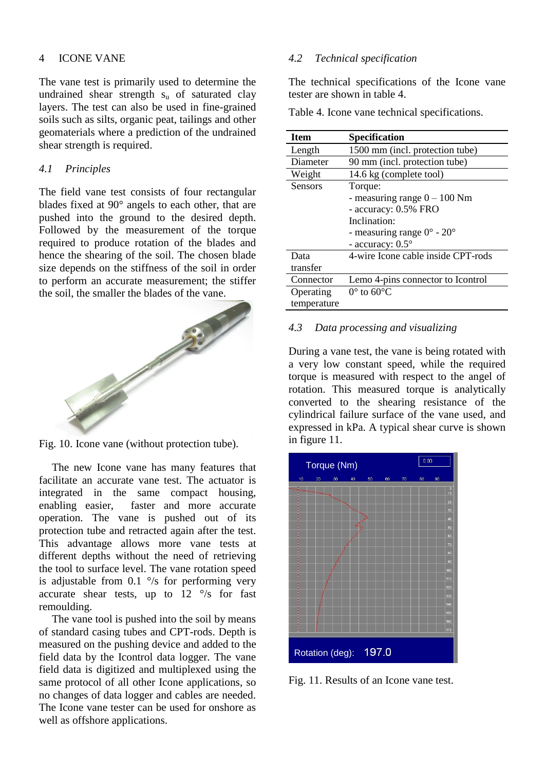## 4 ICONE VANE

The vane test is primarily used to determine the undrained shear strength $s_u$ of saturated clay layers. The test can also be used in fine-grained soils such as silts, organic peat, tailings and other geomaterials where a prediction of the undrained shear strength is required.

### *4.1 Principles*

The field vane test consists of four rectangular blades fixed at 90° angels to each other, that are pushed into the ground to the desired depth. Followed by the measurement of the torque required to produce rotation of the blades and hence the shearing of the soil. The chosen blade size depends on the stiffness of the soil in order to perform an accurate measurement; the stiffer the soil, the smaller the blades of the vane.

Fig. 10. Icone vane (without protection tube).

The new Icone vane has many features that facilitate an accurate vane test. The actuator is integrated in the same compact housing, enabling easier, faster and more accurate operation. The vane is pushed out of its protection tube and retracted again after the test. This advantage allows more vane tests at different depths without the need of retrieving the tool to surface level. The vane rotation speed is adjustable from 0.1 °/s for performing very accurate shear tests, up to 12 °/s for fast remoulding.

The vane tool is pushed into the soil by means of standard casing tubes and CPT-rods. Depth is measured on the pushing device and added to the field data by the Icontrol data logger. The vane field data is digitized and multiplexed using the same protocol of all other Icone applications, so no changes of data logger and cables are needed. The Icone vane tester can be used for onshore as well as offshore applications.

### *4.2 Technical specification*

The technical specifications of the Icone vane tester are shown in table 4.

Table 4. Icone vane technical specifications.

| **Item** | **Specification** |
|---|---|
| Length | 1500 mm (incl. protection tube) |
| Diameter | 90 mm (incl. protection tube) |
| Weight | 14.6 kg (complete tool) |
| Sensors | Torque:<br>- measuring range 0 – 100 Nm<br>- accuracy: 0.5% FRO<br>Inclination:<br>- measuring range 0° - 20°<br>- accuracy: 0.5° |
| Data transfer | 4-wire Icone cable inside CPT-rods |
| Connector | Lemo 4-pins connector to Icontrol |
| Operating temperature | 0° to 60°C |

### *4.3 Data processing and visualizing*

During a vane test, the vane is being rotated with a very low constant speed, while the required torque is measured with respect to the angel of rotation. This measured torque is analytically converted to the shearing resistance of the cylindrical failure surface of the vane used, and expressed in kPa. A typical shear curve is shown in figure 11.

Fig. 11. Results of an Icone vane test.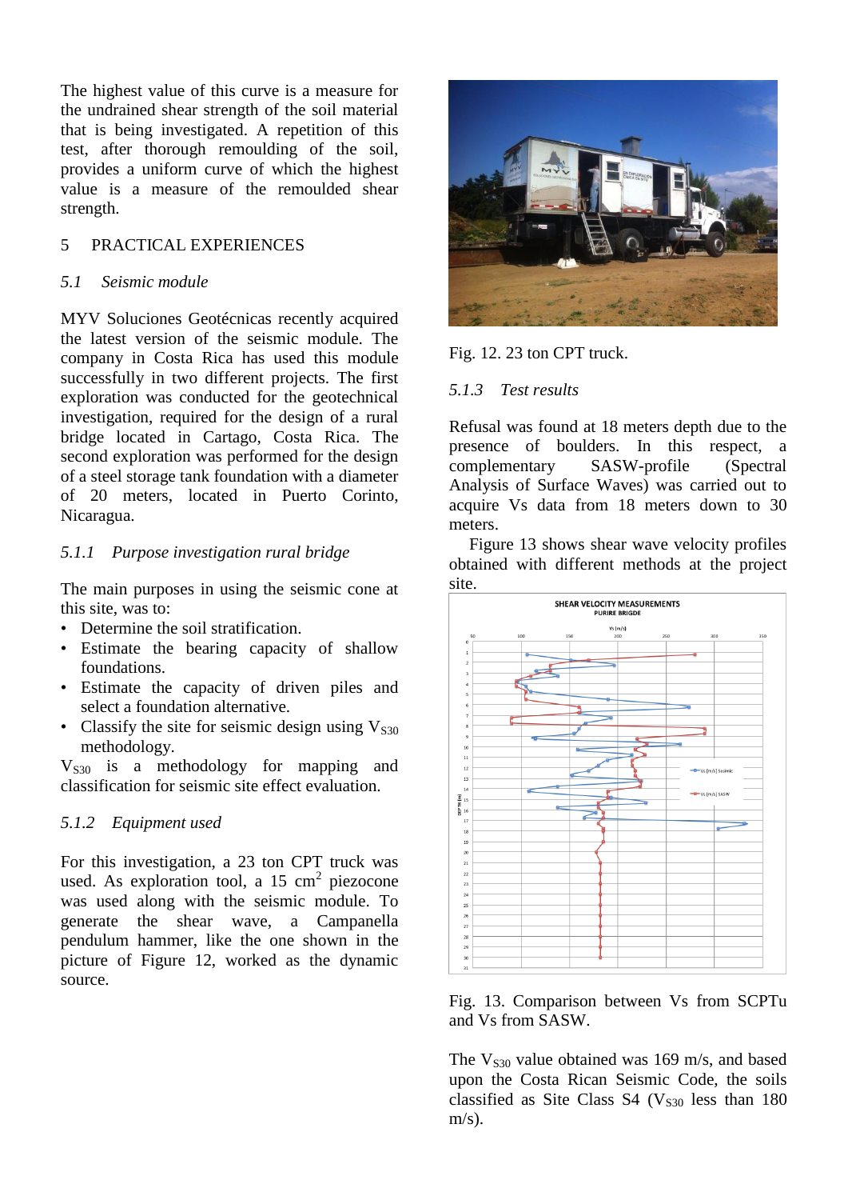The highest value of this curve is a measure for the undrained shear strength of the soil material that is being investigated. A repetition of this test, after thorough remoulding of the soil, provides a uniform curve of which the highest value is a measure of the remoulded shear strength.

## 5 PRACTICAL EXPERIENCES

### *5.1 Seismic module*

MYV Soluciones Geotécnicas recently acquired the latest version of the seismic module. The company in Costa Rica has used this module successfully in two different projects. The first exploration was conducted for the geotechnical investigation, required for the design of a rural bridge located in Cartago, Costa Rica. The second exploration was performed for the design of a steel storage tank foundation with a diameter of 20 meters, located in Puerto Corinto, Nicaragua.

#### *5.1.1 Purpose investigation rural bridge*

The main purposes in using the seismic cone at this site, was to:

- Determine the soil stratification.
- Estimate the bearing capacity of shallow foundations.
- Estimate the capacity of driven piles and select a foundation alternative.
- Classify the site for seismic design using $V_{S30}$ methodology.

$V_{S30}$ is a methodology for mapping and classification for seismic site effect evaluation.

#### *5.1.2 Equipment used*

For this investigation, a 23 ton CPT truck was used. As exploration tool, a 15 $cm^2$ piezocone was used along with the seismic module. To generate the shear wave, a Campanella pendulum hammer, like the one shown in the picture of Figure 12, worked as the dynamic source.

Fig. 12. 23 ton CPT truck.

#### *5.1.3 Test results*

Refusal was found at 18 meters depth due to the presence of boulders. In this respect, a complementary SASW-profile (Spectral Analysis of Surface Waves) was carried out to acquire Vs data from 18 meters down to 30 meters.

Figure 13 shows shear wave velocity profiles obtained with different methods at the project site.

Fig. 13. Comparison between Vs from SCPTu and Vs from SASW.

The $V_{S30}$ value obtained was 169 m/s, and based upon the Costa Rican Seismic Code, the soils classified as Site Class S4 ($V_{S30}$ less than 180 m/s).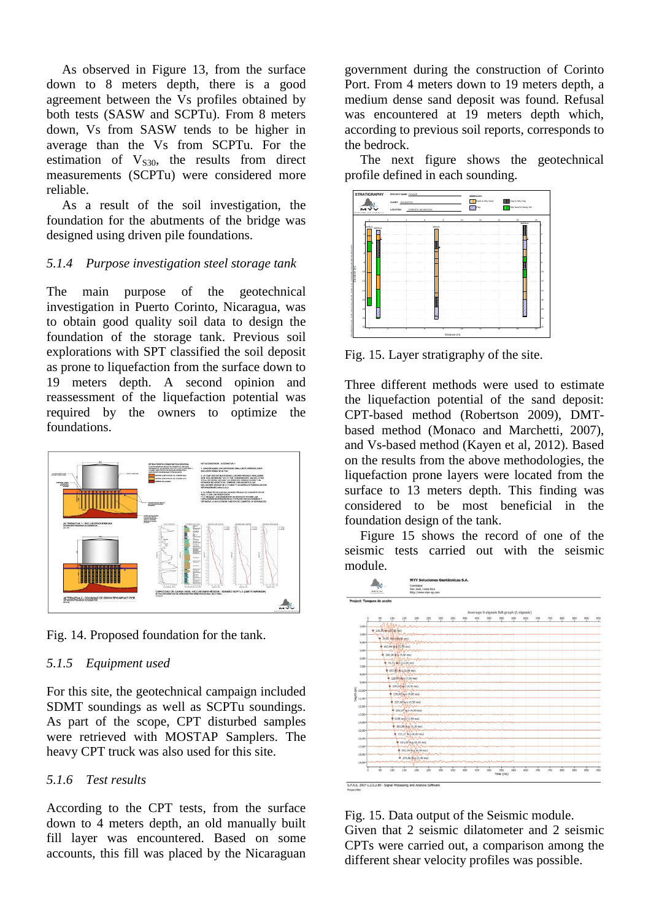As observed in Figure 13, from the surface down to 8 meters depth, there is a good agreement between the Vs profiles obtained by both tests (SASW and SCPTu). From 8 meters down, Vs from SASW tends to be higher in average than the Vs from SCPTu. For the estimation of $V_{S30}$, the results from direct measurements (SCPTu) were considered more reliable.

As a result of the soil investigation, the foundation for the abutments of the bridge was designed using driven pile foundations.

### *5.1.4 Purpose investigation steel storage tank*

The main purpose of the geotechnical investigation in Puerto Corinto, Nicaragua, was to obtain good quality soil data to design the foundation of the storage tank. Previous soil explorations with SPT classified the soil deposit as prone to liquefaction from the surface down to 19 meters depth. A second opinion and reassessment of the liquefaction potential was required by the owners to optimize the foundations.

Fig. 14. Proposed foundation for the tank.

### *5.1.5 Equipment used*

For this site, the geotechnical campaign included SDMT soundings as well as SCPTu soundings. As part of the scope, CPT disturbed samples were retrieved with MOSTAP Samplers. The heavy CPT truck was also used for this site.

### *5.1.6 Test results*

According to the CPT tests, from the surface down to 4 meters depth, an old manually built fill layer was encountered. Based on some accounts, this fill was placed by the Nicaraguan government during the construction of Corinto Port. From 4 meters down to 19 meters depth, a medium dense sand deposit was found. Refusal was encountered at 19 meters depth which, according to previous soil reports, corresponds to the bedrock.

The next figure shows the geotechnical profile defined in each sounding.

Fig. 15. Layer stratigraphy of the site.

Three different methods were used to estimate the liquefaction potential of the sand deposit: CPT-based method (Robertson 2009), DMT-based method (Monaco and Marchetti, 2007), and Vs-based method (Kayen et al, 2012). Based on the results from the above methodologies, the liquefaction prone layers were located from the surface to 13 meters depth. This finding was considered to be most beneficial in the foundation design of the tank.

Figure 15 shows the record of one of the seismic tests carried out with the seismic module.

Fig. 15. Data output of the Seismic module.

Given that 2 seismic dilatometer and 2 seismic CPTs were carried out, a comparison among the different shear velocity profiles was possible.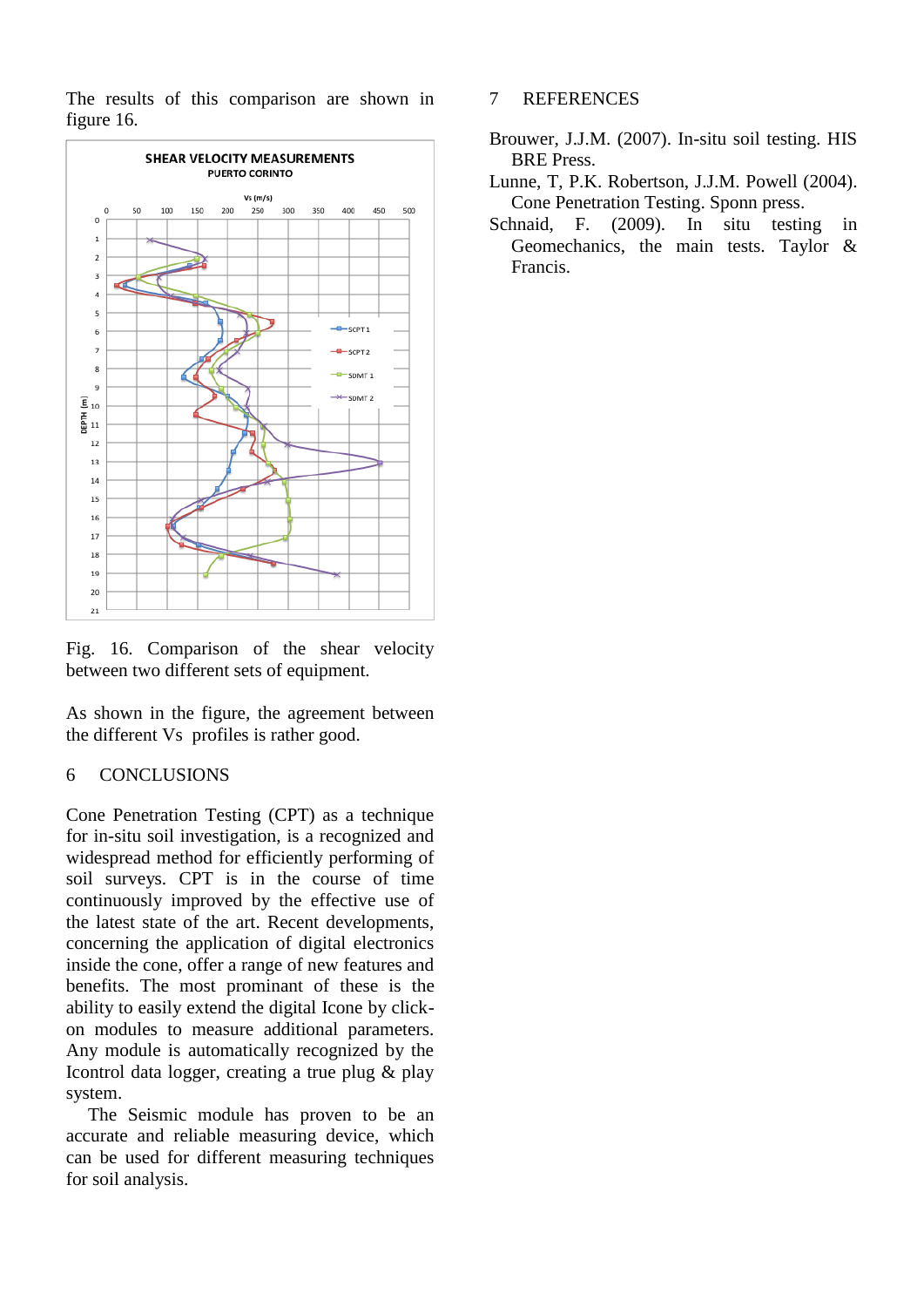The results of this comparison are shown in figure 16.

SHEAR VELOCITY MEASUREMENTS
PUERTO CORINTO

Vs (m/s)

0 50 100 150 200 250 300 350 400 450 500

DEPTH (m)

0 1 2 3 4 5 6 7 8 9 10 11 12 13 14 15 16 17 18 19 20 21

SCPT 1
SCPT 2
SDMT 1
SDMT 2

Fig. 16. Comparison of the shear velocity between two different sets of equipment.

As shown in the figure, the agreement between the different Vs profiles is rather good.

## 6 CONCLUSIONS

Cone Penetration Testing (CPT) as a technique for in-situ soil investigation, is a recognized and widespread method for efficiently performing of soil surveys. CPT is in the course of time continuously improved by the effective use of the latest state of the art. Recent developments, concerning the application of digital electronics inside the cone, offer a range of new features and benefits. The most prominant of these is the ability to easily extend the digital Icone by click-on modules to measure additional parameters. Any module is automatically recognized by the Icontrol data logger, creating a true plug & play system.

The Seismic module has proven to be an accurate and reliable measuring device, which can be used for different measuring techniques for soil analysis.

## 7 REFERENCES

Brouwer, J.J.M. (2007). In-situ soil testing. HIS BRE Press.

Lunne, T, P.K. Robertson, J.J.M. Powell (2004). Cone Penetration Testing. Sponn press.

Schnaid, F. (2009). In situ testing in Geomechanics, the main tests. Taylor & Francis.